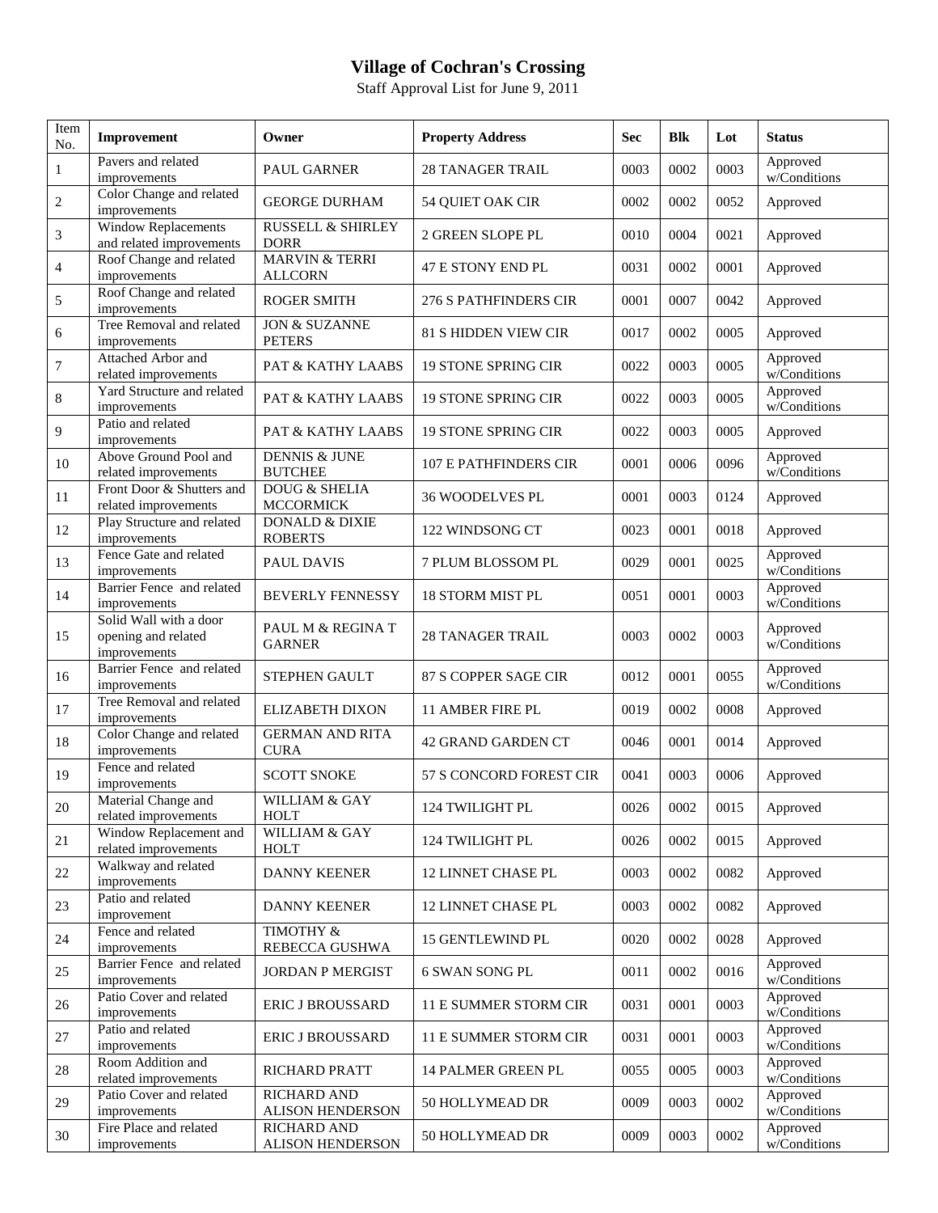# Village of Cochran's Crossing

Staff Approval List for June 9, 2011

| Item No. | Improvement | Owner | Property Address | Sec | Blk | Lot | Status |
|---|---|---|---|---|---|---|---|
| 1 | Pavers and related improvements | PAUL GARNER | 28 TANAGER TRAIL | 0003 | 0002 | 0003 | Approved w/Conditions |
| 2 | Color Change and related improvements | GEORGE DURHAM | 54 QUIET OAK CIR | 0002 | 0002 | 0052 | Approved |
| 3 | Window Replacements and related improvements | RUSSELL & SHIRLEY DORR | 2 GREEN SLOPE PL | 0010 | 0004 | 0021 | Approved |
| 4 | Roof Change and related improvements | MARVIN & TERRI ALLCORN | 47 E STONY END PL | 0031 | 0002 | 0001 | Approved |
| 5 | Roof Change and related improvements | ROGER SMITH | 276 S PATHFINDERS CIR | 0001 | 0007 | 0042 | Approved |
| 6 | Tree Removal and related improvements | JON & SUZANNE PETERS | 81 S HIDDEN VIEW CIR | 0017 | 0002 | 0005 | Approved |
| 7 | Attached Arbor and related improvements | PAT & KATHY LAABS | 19 STONE SPRING CIR | 0022 | 0003 | 0005 | Approved w/Conditions |
| 8 | Yard Structure and related improvements | PAT & KATHY LAABS | 19 STONE SPRING CIR | 0022 | 0003 | 0005 | Approved w/Conditions |
| 9 | Patio and related improvements | PAT & KATHY LAABS | 19 STONE SPRING CIR | 0022 | 0003 | 0005 | Approved |
| 10 | Above Ground Pool and related improvements | DENNIS & JUNE BUTCHEE | 107 E PATHFINDERS CIR | 0001 | 0006 | 0096 | Approved w/Conditions |
| 11 | Front Door & Shutters and related improvements | DOUG & SHELIA MCCORMICK | 36 WOODELVES PL | 0001 | 0003 | 0124 | Approved |
| 12 | Play Structure and related improvements | DONALD & DIXIE ROBERTS | 122 WINDSONG CT | 0023 | 0001 | 0018 | Approved |
| 13 | Fence Gate and related improvements | PAUL DAVIS | 7 PLUM BLOSSOM PL | 0029 | 0001 | 0025 | Approved w/Conditions |
| 14 | Barrier Fence and related improvements | BEVERLY FENNESSY | 18 STORM MIST PL | 0051 | 0001 | 0003 | Approved w/Conditions |
| 15 | Solid Wall with a door opening and related improvements | PAUL M & REGINA T GARNER | 28 TANAGER TRAIL | 0003 | 0002 | 0003 | Approved w/Conditions |
| 16 | Barrier Fence and related improvements | STEPHEN GAULT | 87 S COPPER SAGE CIR | 0012 | 0001 | 0055 | Approved w/Conditions |
| 17 | Tree Removal and related improvements | ELIZABETH DIXON | 11 AMBER FIRE PL | 0019 | 0002 | 0008 | Approved |
| 18 | Color Change and related improvements | GERMAN AND RITA CURA | 42 GRAND GARDEN CT | 0046 | 0001 | 0014 | Approved |
| 19 | Fence and related improvements | SCOTT SNOKE | 57 S CONCORD FOREST CIR | 0041 | 0003 | 0006 | Approved |
| 20 | Material Change and related improvements | WILLIAM & GAY HOLT | 124 TWILIGHT PL | 0026 | 0002 | 0015 | Approved |
| 21 | Window Replacement and related improvements | WILLIAM & GAY HOLT | 124 TWILIGHT PL | 0026 | 0002 | 0015 | Approved |
| 22 | Walkway and related improvements | DANNY KEENER | 12 LINNET CHASE PL | 0003 | 0002 | 0082 | Approved |
| 23 | Patio and related improvement | DANNY KEENER | 12 LINNET CHASE PL | 0003 | 0002 | 0082 | Approved |
| 24 | Fence and related improvements | TIMOTHY & REBECCA GUSHWA | 15 GENTLEWIND PL | 0020 | 0002 | 0028 | Approved |
| 25 | Barrier Fence and related improvements | JORDAN P MERGIST | 6 SWAN SONG PL | 0011 | 0002 | 0016 | Approved w/Conditions |
| 26 | Patio Cover and related improvements | ERIC J BROUSSARD | 11 E SUMMER STORM CIR | 0031 | 0001 | 0003 | Approved w/Conditions |
| 27 | Patio and related improvements | ERIC J BROUSSARD | 11 E SUMMER STORM CIR | 0031 | 0001 | 0003 | Approved w/Conditions |
| 28 | Room Addition and related improvements | RICHARD PRATT | 14 PALMER GREEN PL | 0055 | 0005 | 0003 | Approved w/Conditions |
| 29 | Patio Cover and related improvements | RICHARD AND ALISON HENDERSON | 50 HOLLYMEAD DR | 0009 | 0003 | 0002 | Approved w/Conditions |
| 30 | Fire Place and related improvements | RICHARD AND ALISON HENDERSON | 50 HOLLYMEAD DR | 0009 | 0003 | 0002 | Approved w/Conditions |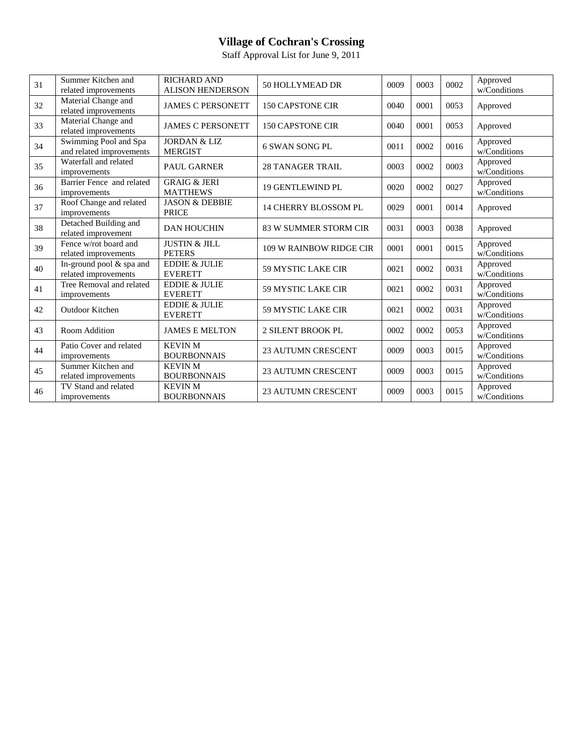# Village of Cochran's Crossing

Staff Approval List for June 9, 2011

| | | | | | | | |
|---|---|---|---|---|---|---|---|
| 31 | Summer Kitchen and related improvements | RICHARD AND ALISON HENDERSON | 50 HOLLYMEAD DR | 0009 | 0003 | 0002 | Approved w/Conditions |
| 32 | Material Change and related improvements | JAMES C PERSONETT | 150 CAPSTONE CIR | 0040 | 0001 | 0053 | Approved |
| 33 | Material Change and related improvements | JAMES C PERSONETT | 150 CAPSTONE CIR | 0040 | 0001 | 0053 | Approved |
| 34 | Swimming Pool and Spa and related improvements | JORDAN & LIZ MERGIST | 6 SWAN SONG PL | 0011 | 0002 | 0016 | Approved w/Conditions |
| 35 | Waterfall and related improvements | PAUL GARNER | 28 TANAGER TRAIL | 0003 | 0002 | 0003 | Approved w/Conditions |
| 36 | Barrier Fence and related improvements | GRAIG & JERI MATTHEWS | 19 GENTLEWIND PL | 0020 | 0002 | 0027 | Approved w/Conditions |
| 37 | Roof Change and related improvements | JASON & DEBBIE PRICE | 14 CHERRY BLOSSOM PL | 0029 | 0001 | 0014 | Approved |
| 38 | Detached Building and related improvement | DAN HOUCHIN | 83 W SUMMER STORM CIR | 0031 | 0003 | 0038 | Approved |
| 39 | Fence w/rot board and related improvements | JUSTIN & JILL PETERS | 109 W RAINBOW RIDGE CIR | 0001 | 0001 | 0015 | Approved w/Conditions |
| 40 | In-ground pool & spa and related improvements | EDDIE & JULIE EVERETT | 59 MYSTIC LAKE CIR | 0021 | 0002 | 0031 | Approved w/Conditions |
| 41 | Tree Removal and related improvements | EDDIE & JULIE EVERETT | 59 MYSTIC LAKE CIR | 0021 | 0002 | 0031 | Approved w/Conditions |
| 42 | Outdoor Kitchen | EDDIE & JULIE EVERETT | 59 MYSTIC LAKE CIR | 0021 | 0002 | 0031 | Approved w/Conditions |
| 43 | Room Addition | JAMES E MELTON | 2 SILENT BROOK PL | 0002 | 0002 | 0053 | Approved w/Conditions |
| 44 | Patio Cover and related improvements | KEVIN M BOURBONNAIS | 23 AUTUMN CRESCENT | 0009 | 0003 | 0015 | Approved w/Conditions |
| 45 | Summer Kitchen and related improvements | KEVIN M BOURBONNAIS | 23 AUTUMN CRESCENT | 0009 | 0003 | 0015 | Approved w/Conditions |
| 46 | TV Stand and related improvements | KEVIN M BOURBONNAIS | 23 AUTUMN CRESCENT | 0009 | 0003 | 0015 | Approved w/Conditions |